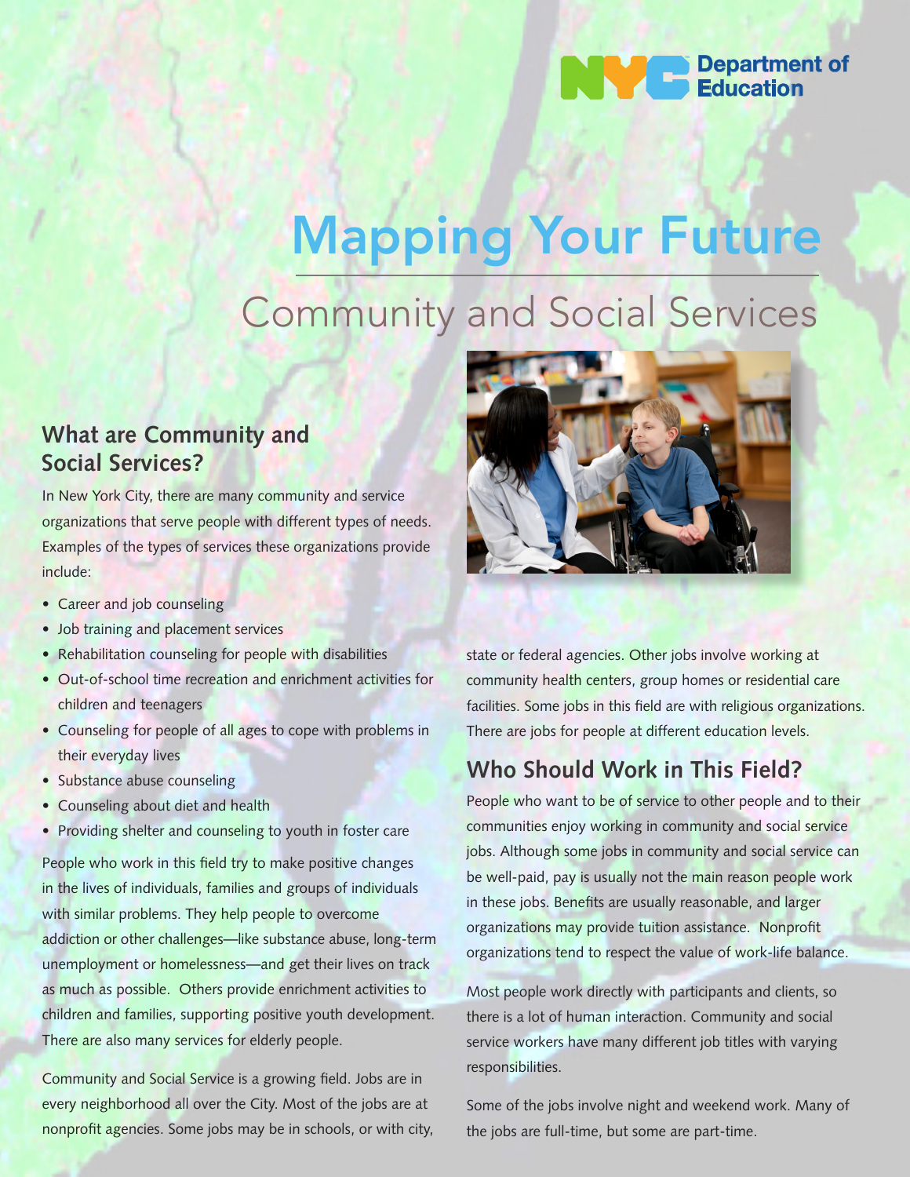NYC Department of Education

# Mapping Your Future

## Community and Social Services

### What are Community and Social Services?

In New York City, there are many community and service organizations that serve people with different types of needs. Examples of the types of services these organizations provide include:

- Career and job counseling
- Job training and placement services
- Rehabilitation counseling for people with disabilities
- Out-of-school time recreation and enrichment activities for children and teenagers
- Counseling for people of all ages to cope with problems in their everyday lives
- Substance abuse counseling
- Counseling about diet and health
- Providing shelter and counseling to youth in foster care

People who work in this field try to make positive changes in the lives of individuals, families and groups of individuals with similar problems. They help people to overcome addiction or other challenges—like substance abuse, long-term unemployment or homelessness—and get their lives on track as much as possible. Others provide enrichment activities to children and families, supporting positive youth development. There are also many services for elderly people.

Community and Social Service is a growing field. Jobs are in every neighborhood all over the City. Most of the jobs are at nonprofit agencies. Some jobs may be in schools, or with city, state or federal agencies. Other jobs involve working at community health centers, group homes or residential care facilities. Some jobs in this field are with religious organizations. There are jobs for people at different education levels.

### Who Should Work in This Field?

People who want to be of service to other people and to their communities enjoy working in community and social service jobs. Although some jobs in community and social service can be well-paid, pay is usually not the main reason people work in these jobs. Benefits are usually reasonable, and larger organizations may provide tuition assistance. Nonprofit organizations tend to respect the value of work-life balance.

Most people work directly with participants and clients, so there is a lot of human interaction. Community and social service workers have many different job titles with varying responsibilities.

Some of the jobs involve night and weekend work. Many of the jobs are full-time, but some are part-time.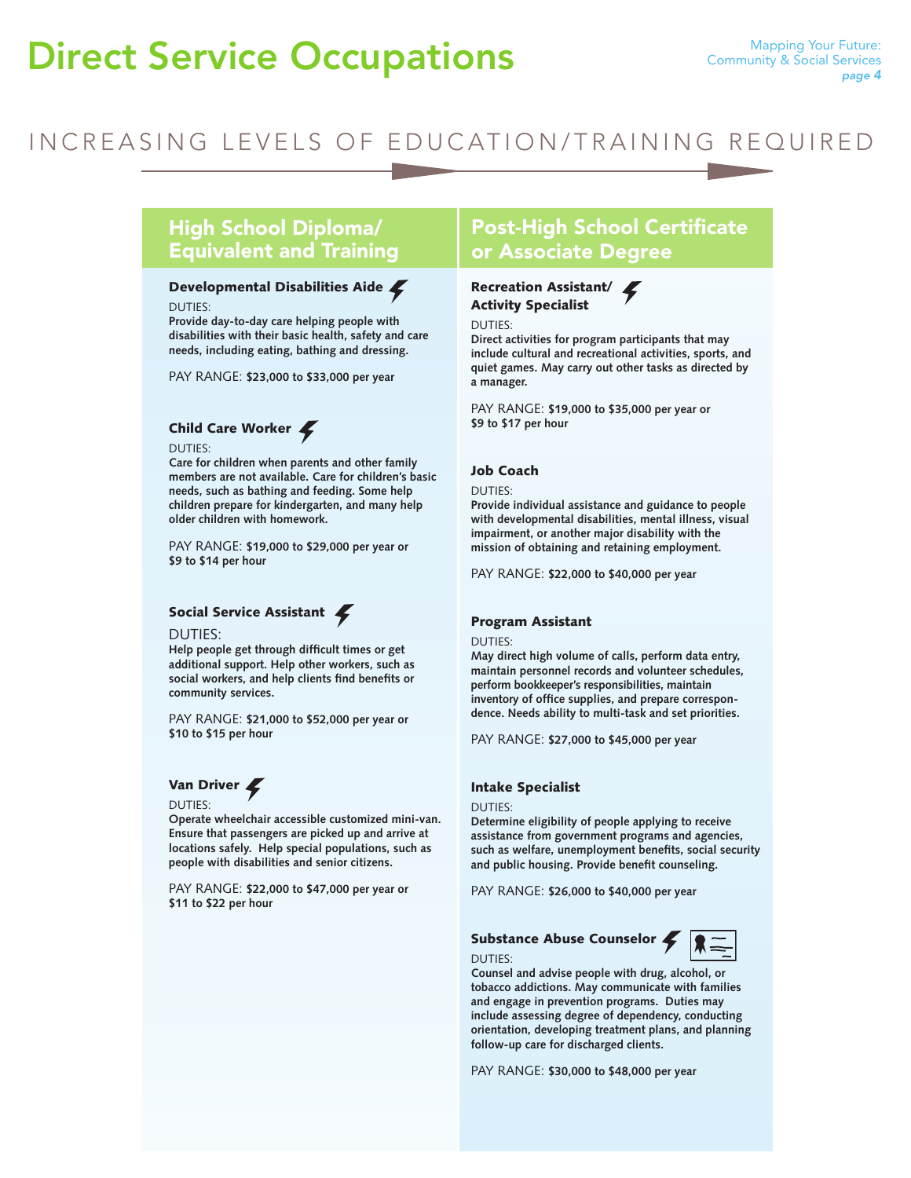# Direct Service Occupations

INCREASING LEVELS OF EDUCATION/TRAINING REQUIRED

## High School Diploma/ Equivalent and Training

### Developmental Disabilities Aide

DUTIES:
**Provide day-to-day care helping people with disabilities with their basic health, safety and care needs, including eating, bathing and dressing.**

PAY RANGE: **$23,000 to $33,000 per year**

### Child Care Worker

DUTIES:
**Care for children when parents and other family members are not available. Care for children's basic needs, such as bathing and feeding. Some help children prepare for kindergarten, and many help older children with homework.**

PAY RANGE: **$19,000 to $29,000 per year or $9 to $14 per hour**

### Social Service Assistant

DUTIES:
**Help people get through difficult times or get additional support. Help other workers, such as social workers, and help clients find benefits or community services.**

PAY RANGE: **$21,000 to $52,000 per year or $10 to $15 per hour**

### Van Driver

DUTIES:
**Operate wheelchair accessible customized mini-van. Ensure that passengers are picked up and arrive at locations safely. Help special populations, such as people with disabilities and senior citizens.**

PAY RANGE: **$22,000 to $47,000 per year or $11 to $22 per hour**

## Post-High School Certificate or Associate Degree

### Recreation Assistant/ Activity Specialist

DUTIES:
**Direct activities for program participants that may include cultural and recreational activities, sports, and quiet games. May carry out other tasks as directed by a manager.**

PAY RANGE: **$19,000 to $35,000 per year or $9 to $17 per hour**

### Job Coach

DUTIES:
**Provide individual assistance and guidance to people with developmental disabilities, mental illness, visual impairment, or another major disability with the mission of obtaining and retaining employment.**

PAY RANGE: **$22,000 to $40,000 per year**

### Program Assistant

DUTIES:
**May direct high volume of calls, perform data entry, maintain personnel records and volunteer schedules, perform bookkeeper's responsibilities, maintain inventory of office supplies, and prepare correspondence. Needs ability to multi-task and set priorities.**

PAY RANGE: **$27,000 to $45,000 per year**

### Intake Specialist

DUTIES:
**Determine eligibility of people applying to receive assistance from government programs and agencies, such as welfare, unemployment benefits, social security and public housing. Provide benefit counseling.**

PAY RANGE: **$26,000 to $40,000 per year**

### Substance Abuse Counselor

DUTIES:
**Counsel and advise people with drug, alcohol, or tobacco addictions. May communicate with families and engage in prevention programs. Duties may include assessing degree of dependency, conducting orientation, developing treatment plans, and planning follow-up care for discharged clients.**

PAY RANGE: **$30,000 to $48,000 per year**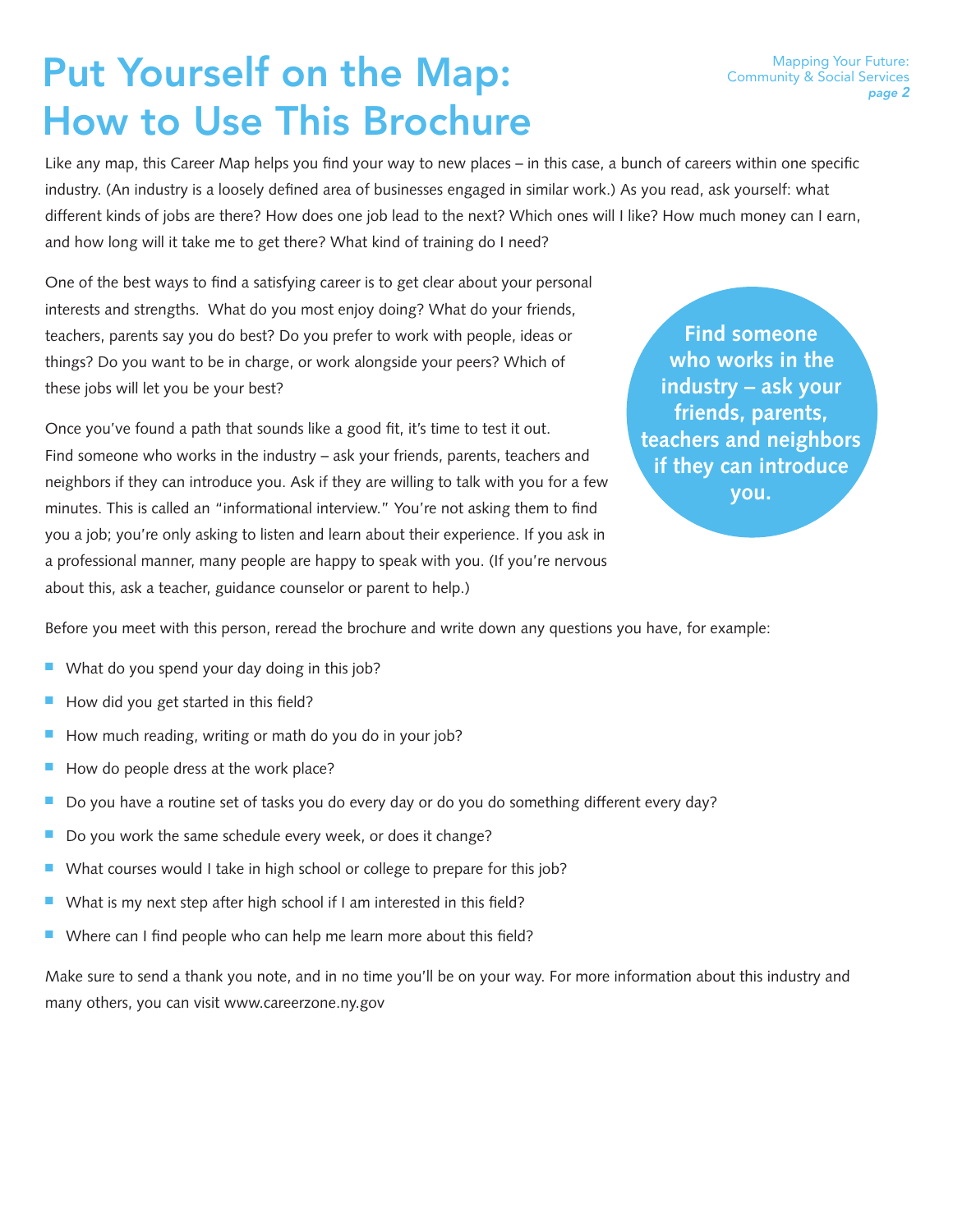# Put Yourself on the Map: How to Use This Brochure

Like any map, this Career Map helps you find your way to new places – in this case, a bunch of careers within one specific industry. (An industry is a loosely defined area of businesses engaged in similar work.) As you read, ask yourself: what different kinds of jobs are there? How does one job lead to the next? Which ones will I like? How much money can I earn, and how long will it take me to get there? What kind of training do I need?

One of the best ways to find a satisfying career is to get clear about your personal interests and strengths. What do you most enjoy doing? What do your friends, teachers, parents say you do best? Do you prefer to work with people, ideas or things? Do you want to be in charge, or work alongside your peers? Which of these jobs will let you be your best?

Once you've found a path that sounds like a good fit, it's time to test it out. Find someone who works in the industry – ask your friends, parents, teachers and neighbors if they can introduce you. Ask if they are willing to talk with you for a few minutes. This is called an "informational interview." You're not asking them to find you a job; you're only asking to listen and learn about their experience. If you ask in a professional manner, many people are happy to speak with you. (If you're nervous about this, ask a teacher, guidance counselor or parent to help.)

**Find someone who works in the industry – ask your friends, parents, teachers and neighbors if they can introduce you.**

Before you meet with this person, reread the brochure and write down any questions you have, for example:

- What do you spend your day doing in this job?
- How did you get started in this field?
- How much reading, writing or math do you do in your job?
- How do people dress at the work place?
- Do you have a routine set of tasks you do every day or do you do something different every day?
- Do you work the same schedule every week, or does it change?
- What courses would I take in high school or college to prepare for this job?
- What is my next step after high school if I am interested in this field?
- Where can I find people who can help me learn more about this field?

Make sure to send a thank you note, and in no time you'll be on your way. For more information about this industry and many others, you can visit www.careerzone.ny.gov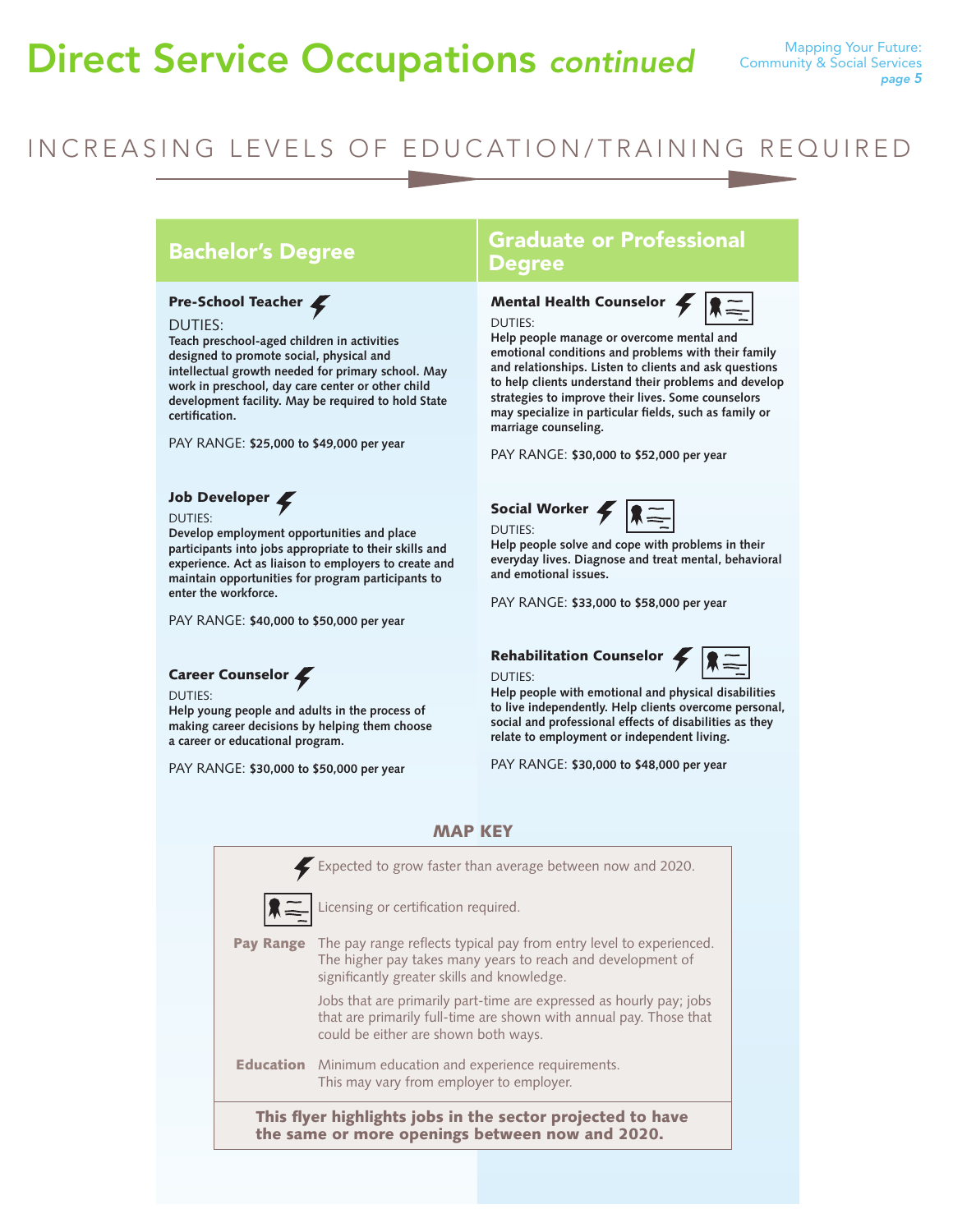# Direct Service Occupations *continued*

INCREASING LEVELS OF EDUCATION/TRAINING REQUIRED

## Bachelor's Degree

### Pre-School Teacher

DUTIES:

**Teach preschool-aged children in activities designed to promote social, physical and intellectual growth needed for primary school. May work in preschool, day care center or other child development facility. May be required to hold State certification.**

PAY RANGE: **$25,000 to $49,000 per year**

### Job Developer

DUTIES:

**Develop employment opportunities and place participants into jobs appropriate to their skills and experience. Act as liaison to employers to create and maintain opportunities for program participants to enter the workforce.**

PAY RANGE: **$40,000 to $50,000 per year**

### Career Counselor

DUTIES:

**Help young people and adults in the process of making career decisions by helping them choose a career or educational program.**

PAY RANGE: **$30,000 to $50,000 per year**

## Graduate or Professional Degree

### Mental Health Counselor

DUTIES:

**Help people manage or overcome mental and emotional conditions and problems with their family and relationships. Listen to clients and ask questions to help clients understand their problems and develop strategies to improve their lives. Some counselors may specialize in particular fields, such as family or marriage counseling.**

PAY RANGE: **$30,000 to $52,000 per year**

### Social Worker

DUTIES:

**Help people solve and cope with problems in their everyday lives. Diagnose and treat mental, behavioral and emotional issues.**

PAY RANGE: **$33,000 to $58,000 per year**

### Rehabilitation Counselor

DUTIES:

**Help people with emotional and physical disabilities to live independently. Help clients overcome personal, social and professional effects of disabilities as they relate to employment or independent living.**

PAY RANGE: **$30,000 to $48,000 per year**

## MAP KEY

Expected to grow faster than average between now and 2020.

Licensing or certification required.

**Pay Range** The pay range reflects typical pay from entry level to experienced. The higher pay takes many years to reach and development of significantly greater skills and knowledge.

Jobs that are primarily part-time are expressed as hourly pay; jobs that are primarily full-time are shown with annual pay. Those that could be either are shown both ways.

**Education** Minimum education and experience requirements. This may vary from employer to employer.

**This flyer highlights jobs in the sector projected to have the same or more openings between now and 2020.**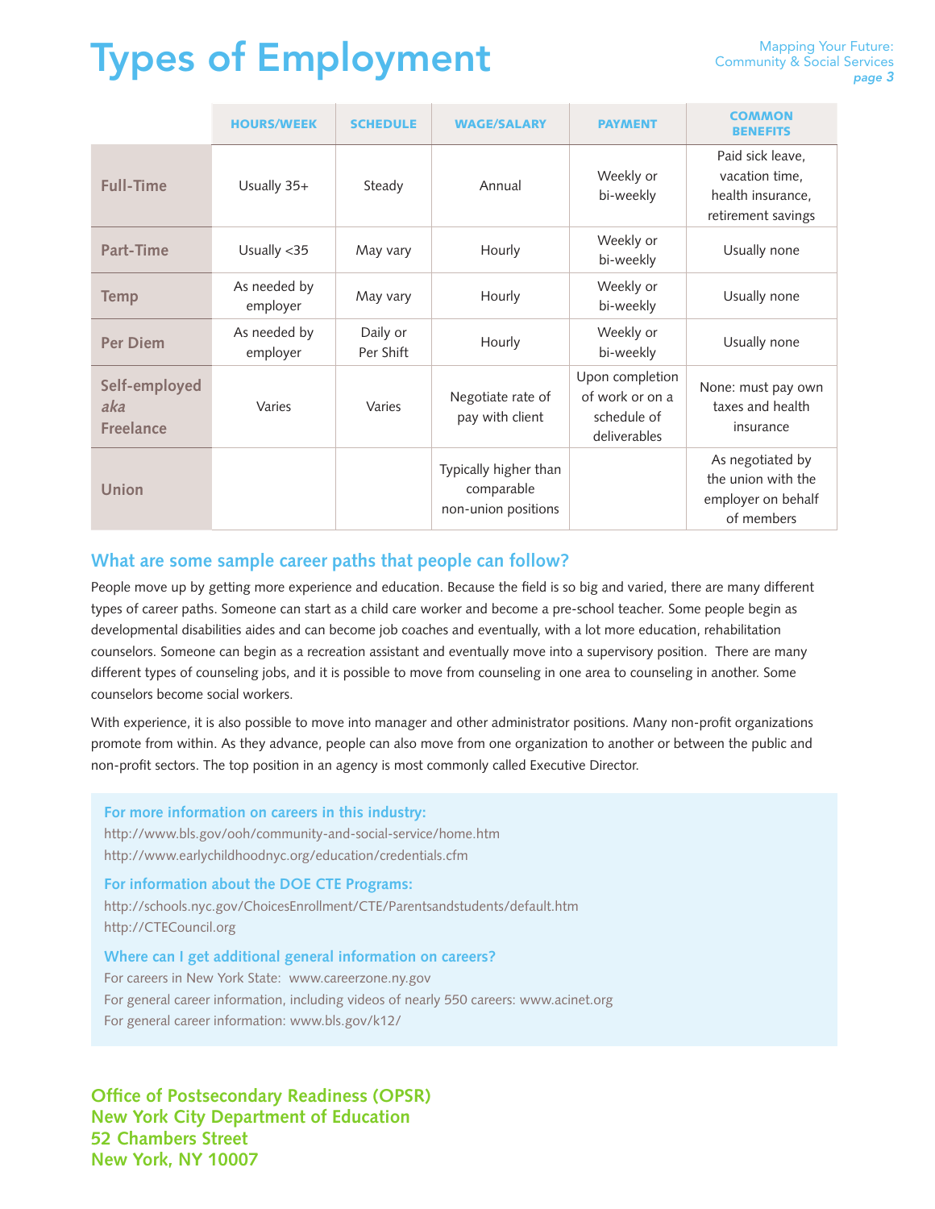# Types of Employment

| | HOURS/WEEK | SCHEDULE | WAGE/SALARY | PAYMENT | COMMON BENEFITS |
|---|---|---|---|---|---|
| **Full-Time** | Usually 35+ | Steady | Annual | Weekly or bi-weekly | Paid sick leave, vacation time, health insurance, retirement savings |
| **Part-Time** | Usually <35 | May vary | Hourly | Weekly or bi-weekly | Usually none |
| **Temp** | As needed by employer | May vary | Hourly | Weekly or bi-weekly | Usually none |
| **Per Diem** | As needed by employer | Daily or Per Shift | Hourly | Weekly or bi-weekly | Usually none |
| **Self-employed *aka* Freelance** | Varies | Varies | Negotiate rate of pay with client | Upon completion of work or on a schedule of deliverables | None: must pay own taxes and health insurance |
| **Union** | | | Typically higher than comparable non-union positions | | As negotiated by the union with the employer on behalf of members |

## What are some sample career paths that people can follow?

People move up by getting more experience and education. Because the field is so big and varied, there are many different types of career paths. Someone can start as a child care worker and become a pre-school teacher. Some people begin as developmental disabilities aides and can become job coaches and eventually, with a lot more education, rehabilitation counselors. Someone can begin as a recreation assistant and eventually move into a supervisory position. There are many different types of counseling jobs, and it is possible to move from counseling in one area to counseling in another. Some counselors become social workers.

With experience, it is also possible to move into manager and other administrator positions. Many non-profit organizations promote from within. As they advance, people can also move from one organization to another or between the public and non-profit sectors. The top position in an agency is most commonly called Executive Director.

### For more information on careers in this industry:

http://www.bls.gov/ooh/community-and-social-service/home.htm
http://www.earlychildhoodnyc.org/education/credentials.cfm

### For information about the DOE CTE Programs:

http://schools.nyc.gov/ChoicesEnrollment/CTE/Parentsandstudents/default.htm
http://CTECouncil.org

### Where can I get additional general information on careers?

For careers in New York State: www.careerzone.ny.gov
For general career information, including videos of nearly 550 careers: www.acinet.org
For general career information: www.bls.gov/k12/

**Office of Postsecondary Readiness (OPSR)**
**New York City Department of Education**
**52 Chambers Street**
**New York, NY 10007**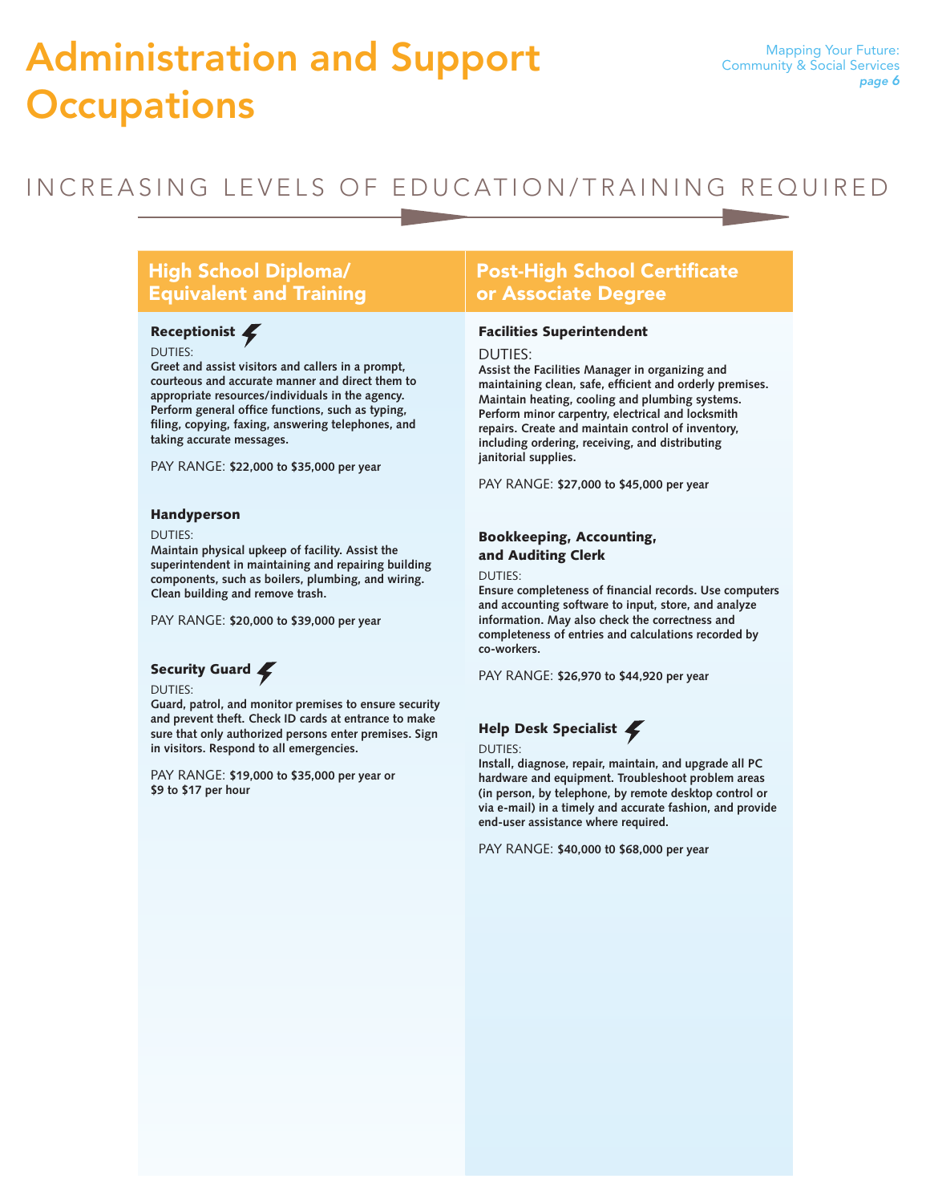# Administration and Support Occupations

INCREASING LEVELS OF EDUCATION/TRAINING REQUIRED

## High School Diploma/ Equivalent and Training

### Receptionist

DUTIES:
**Greet and assist visitors and callers in a prompt, courteous and accurate manner and direct them to appropriate resources/individuals in the agency. Perform general office functions, such as typing, filing, copying, faxing, answering telephones, and taking accurate messages.**

PAY RANGE: **$22,000 to $35,000 per year**

### Handyperson

DUTIES:
**Maintain physical upkeep of facility. Assist the superintendent in maintaining and repairing building components, such as boilers, plumbing, and wiring. Clean building and remove trash.**

PAY RANGE: **$20,000 to $39,000 per year**

### Security Guard

DUTIES:
**Guard, patrol, and monitor premises to ensure security and prevent theft. Check ID cards at entrance to make sure that only authorized persons enter premises. Sign in visitors. Respond to all emergencies.**

PAY RANGE: **$19,000 to $35,000 per year or $9 to $17 per hour**

## Post-High School Certificate or Associate Degree

### Facilities Superintendent

DUTIES:
**Assist the Facilities Manager in organizing and maintaining clean, safe, efficient and orderly premises. Maintain heating, cooling and plumbing systems. Perform minor carpentry, electrical and locksmith repairs. Create and maintain control of inventory, including ordering, receiving, and distributing janitorial supplies.**

PAY RANGE: **$27,000 to $45,000 per year**

### Bookkeeping, Accounting, and Auditing Clerk

DUTIES:
**Ensure completeness of financial records. Use computers and accounting software to input, store, and analyze information. May also check the correctness and completeness of entries and calculations recorded by co-workers.**

PAY RANGE: **$26,970 to $44,920 per year**

### Help Desk Specialist

DUTIES:
**Install, diagnose, repair, maintain, and upgrade all PC hardware and equipment. Troubleshoot problem areas (in person, by telephone, by remote desktop control or via e-mail) in a timely and accurate fashion, and provide end-user assistance where required.**

PAY RANGE: **$40,000 t0 $68,000 per year**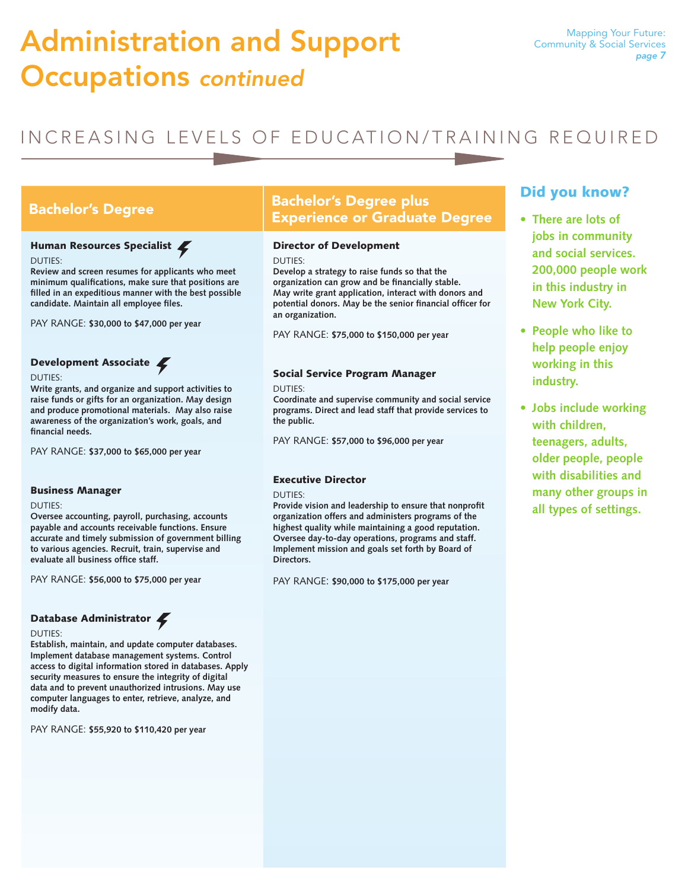# Administration and Support Occupations *continued*

INCREASING LEVELS OF EDUCATION/TRAINING REQUIRED

## Bachelor's Degree

### Human Resources Specialist ⚡

DUTIES:
**Review and screen resumes for applicants who meet minimum qualifications, make sure that positions are filled in an expeditious manner with the best possible candidate. Maintain all employee files.**

PAY RANGE: **$30,000 to $47,000 per year**

### Development Associate ⚡

DUTIES:
**Write grants, and organize and support activities to raise funds or gifts for an organization. May design and produce promotional materials. May also raise awareness of the organization's work, goals, and financial needs.**

PAY RANGE: **$37,000 to $65,000 per year**

### Business Manager

DUTIES:
**Oversee accounting, payroll, purchasing, accounts payable and accounts receivable functions. Ensure accurate and timely submission of government billing to various agencies. Recruit, train, supervise and evaluate all business office staff.**

PAY RANGE: **$56,000 to $75,000 per year**

### Database Administrator ⚡

DUTIES:
**Establish, maintain, and update computer databases. Implement database management systems. Control access to digital information stored in databases. Apply security measures to ensure the integrity of digital data and to prevent unauthorized intrusions. May use computer languages to enter, retrieve, analyze, and modify data.**

PAY RANGE: **$55,920 to $110,420 per year**

## Bachelor's Degree plus Experience or Graduate Degree

### Director of Development

DUTIES:
**Develop a strategy to raise funds so that the organization can grow and be financially stable. May write grant application, interact with donors and potential donors. May be the senior financial officer for an organization.**

PAY RANGE: **$75,000 to $150,000 per year**

### Social Service Program Manager

DUTIES:
**Coordinate and supervise community and social service programs. Direct and lead staff that provide services to the public.**

PAY RANGE: **$57,000 to $96,000 per year**

### Executive Director

DUTIES:
**Provide vision and leadership to ensure that nonprofit organization offers and administers programs of the highest quality while maintaining a good reputation. Oversee day-to-day operations, programs and staff. Implement mission and goals set forth by Board of Directors.**

PAY RANGE: **$90,000 to $175,000 per year**

## Did you know?

- **There are lots of jobs in community and social services. 200,000 people work in this industry in New York City.**
- **People who like to help people enjoy working in this industry.**
- **Jobs include working with children, teenagers, adults, older people, people with disabilities and many other groups in all types of settings.**